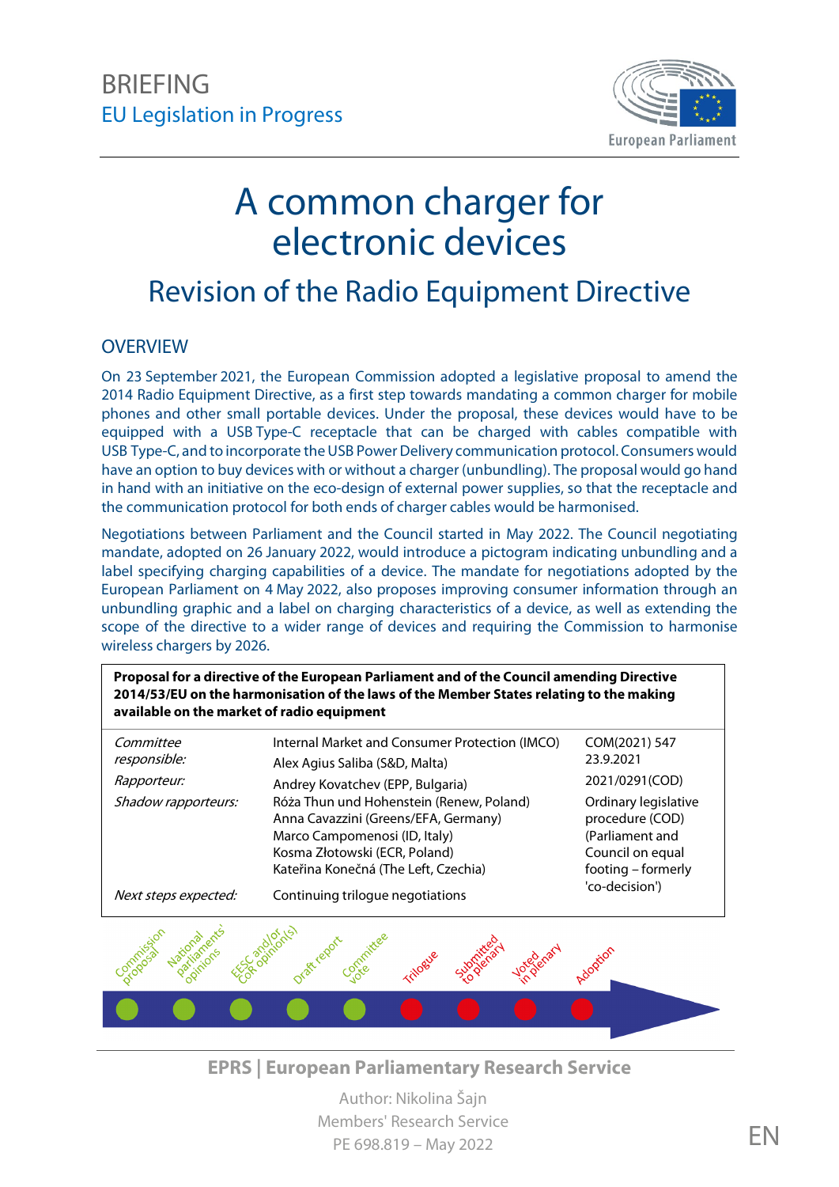BRIEFING

EU Legislation in Progress

# A common charger for electronic devices

## Revision of the Radio Equipment Directive

### OVERVIEW

On 23 September 2021, the European Commission adopted a legislative proposal to amend the 2014 Radio Equipment Directive, as a first step towards mandating a common charger for mobile phones and other small portable devices. Under the proposal, these devices would have to be equipped with a USB Type-C receptacle that can be charged with cables compatible with USB Type-C, and to incorporate the USB Power Delivery communication protocol. Consumers would have an option to buy devices with or without a charger (unbundling). The proposal would go hand in hand with an initiative on the eco-design of external power supplies, so that the receptacle and the communication protocol for both ends of charger cables would be harmonised.

Negotiations between Parliament and the Council started in May 2022. The Council negotiating mandate, adopted on 26 January 2022, would introduce a pictogram indicating unbundling and a label specifying charging capabilities of a device. The mandate for negotiations adopted by the European Parliament on 4 May 2022, also proposes improving consumer information through an unbundling graphic and a label on charging characteristics of a device, as well as extending the scope of the directive to a wider range of devices and requiring the Commission to harmonise wireless chargers by 2026.

| **Proposal for a directive of the European Parliament and of the Council amending Directive 2014/53/EU on the harmonisation of the laws of the Member States relating to the making available on the market of radio equipment** | | |
|---|---|---|
| *Committee responsible:* | Internal Market and Consumer Protection (IMCO) | COM(2021) 547 23.9.2021 |
| *Rapporteur:* | Alex Agius Saliba (S&D, Malta) | 2021/0291(COD) |
| *Shadow rapporteurs:* | Andrey Kovatchev (EPP, Bulgaria)<br>Róża Thun und Hohenstein (Renew, Poland)<br>Anna Cavazzini (Greens/EFA, Germany)<br>Marco Campomenosi (ID, Italy)<br>Kosma Złotowski (ECR, Poland)<br>Kateřina Konečná (The Left, Czechia) | Ordinary legislative procedure (COD) (Parliament and Council on equal footing – formerly 'co-decision') |
| *Next steps expected:* | Continuing trilogue negotiations | |

Commission proposal – National parliaments' opinions – EESC and/or CoR opinion(s) – Draft report – Committee vote – Trilogue – Submitted to plenary – Voted in plenary – Adoption

**EPRS | European Parliamentary Research Service**

Author: Nikolina Šajn
Members' Research Service
PE 698.819 – May 2022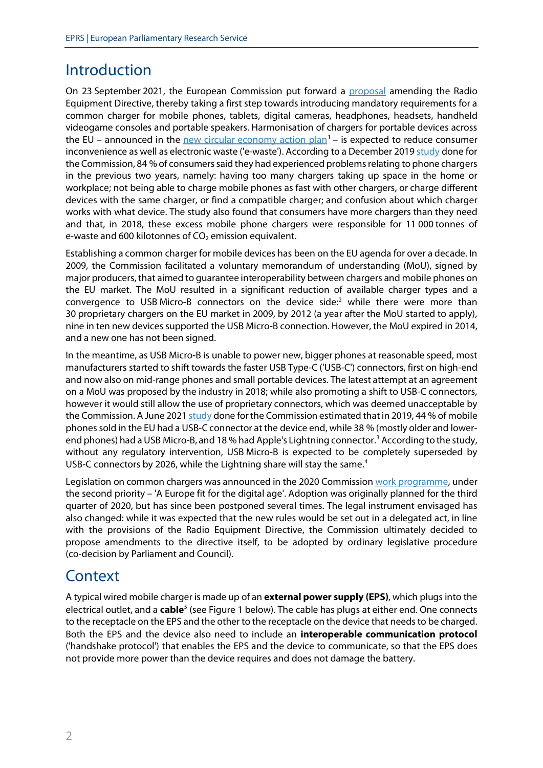## Introduction

On 23 September 2021, the European Commission put forward a proposal amending the Radio Equipment Directive, thereby taking a first step towards introducing mandatory requirements for a common charger for mobile phones, tablets, digital cameras, headphones, headsets, handheld videogame consoles and portable speakers. Harmonisation of chargers for portable devices across the EU – announced in the new circular economy action plan[1] – is expected to reduce consumer inconvenience as well as electronic waste ('e-waste'). According to a December 2019 study done for the Commission, 84 % of consumers said they had experienced problems relating to phone chargers in the previous two years, namely: having too many chargers taking up space in the home or workplace; not being able to charge mobile phones as fast with other chargers, or charge different devices with the same charger, or find a compatible charger; and confusion about which charger works with what device. The study also found that consumers have more chargers than they need and that, in 2018, these excess mobile phone chargers were responsible for 11 000 tonnes of e-waste and 600 kilotonnes of $CO_2$ emission equivalent.

Establishing a common charger for mobile devices has been on the EU agenda for over a decade. In 2009, the Commission facilitated a voluntary memorandum of understanding (MoU), signed by major producers, that aimed to guarantee interoperability between chargers and mobile phones on the EU market. The MoU resulted in a significant reduction of available charger types and a convergence to USB Micro-B connectors on the device side:[2] while there were more than 30 proprietary chargers on the EU market in 2009, by 2012 (a year after the MoU started to apply), nine in ten new devices supported the USB Micro-B connection. However, the MoU expired in 2014, and a new one has not been signed.

In the meantime, as USB Micro-B is unable to power new, bigger phones at reasonable speed, most manufacturers started to shift towards the faster USB Type-C ('USB-C') connectors, first on high-end and now also on mid-range phones and small portable devices. The latest attempt at an agreement on a MoU was proposed by the industry in 2018; while also promoting a shift to USB-C connectors, however it would still allow the use of proprietary connectors, which was deemed unacceptable by the Commission. A June 2021 study done for the Commission estimated that in 2019, 44 % of mobile phones sold in the EU had a USB-C connector at the device end, while 38 % (mostly older and lower-end phones) had a USB Micro-B, and 18 % had Apple's Lightning connector.[3] According to the study, without any regulatory intervention, USB Micro-B is expected to be completely superseded by USB-C connectors by 2026, while the Lightning share will stay the same.[4]

Legislation on common chargers was announced in the 2020 Commission work programme, under the second priority – 'A Europe fit for the digital age'. Adoption was originally planned for the third quarter of 2020, but has since been postponed several times. The legal instrument envisaged has also changed: while it was expected that the new rules would be set out in a delegated act, in line with the provisions of the Radio Equipment Directive, the Commission ultimately decided to propose amendments to the directive itself, to be adopted by ordinary legislative procedure (co-decision by Parliament and Council).

## Context

A typical wired mobile charger is made up of an **external power supply (EPS)**, which plugs into the electrical outlet, and a **cable**[5] (see Figure 1 below). The cable has plugs at either end. One connects to the receptacle on the EPS and the other to the receptacle on the device that needs to be charged. Both the EPS and the device also need to include an **interoperable communication protocol** ('handshake protocol') that enables the EPS and the device to communicate, so that the EPS does not provide more power than the device requires and does not damage the battery.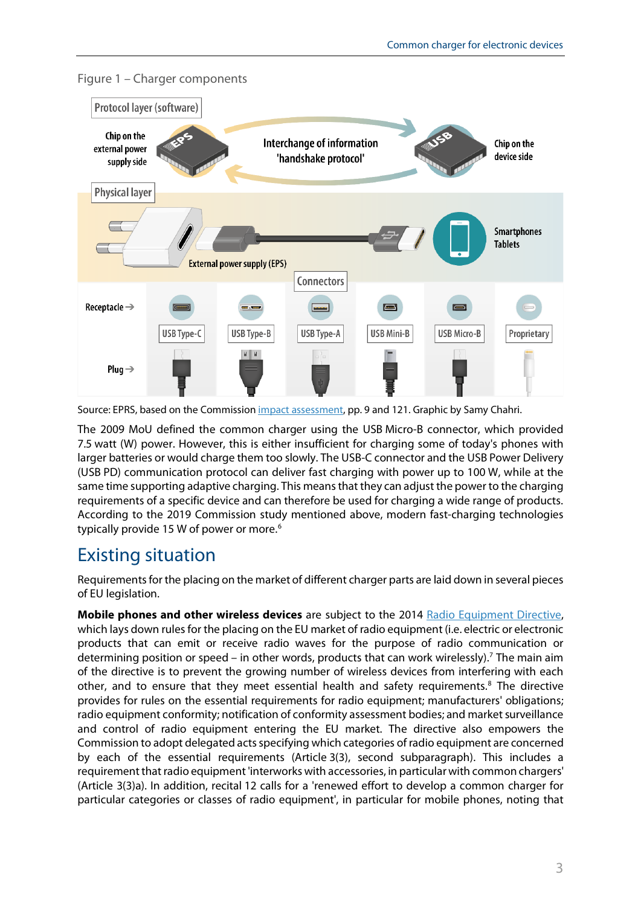Figure 1 – Charger components

Protocol layer (software)

Chip on the external power supply side

Interchange of information 'handshake protocol'

Chip on the device side

Physical layer

External power supply (EPS)

Smartphones Tablets

Connectors

Receptacle →

USB Type-C | USB Type-B | USB Type-A | USB Mini-B | USB Micro-B | Proprietary

Plug →

Source: EPRS, based on the Commission impact assessment, pp. 9 and 121. Graphic by Samy Chahri.

The 2009 MoU defined the common charger using the USB Micro-B connector, which provided 7.5 watt (W) power. However, this is either insufficient for charging some of today's phones with larger batteries or would charge them too slowly. The USB-C connector and the USB Power Delivery (USB PD) communication protocol can deliver fast charging with power up to 100 W, while at the same time supporting adaptive charging. This means that they can adjust the power to the charging requirements of a specific device and can therefore be used for charging a wide range of products. According to the 2019 Commission study mentioned above, modern fast-charging technologies typically provide 15 W of power or more.[6]

## Existing situation

Requirements for the placing on the market of different charger parts are laid down in several pieces of EU legislation.

**Mobile phones and other wireless devices** are subject to the 2014 Radio Equipment Directive, which lays down rules for the placing on the EU market of radio equipment (i.e. electric or electronic products that can emit or receive radio waves for the purpose of radio communication or determining position or speed – in other words, products that can work wirelessly).[7] The main aim of the directive is to prevent the growing number of wireless devices from interfering with each other, and to ensure that they meet essential health and safety requirements.[8] The directive provides for rules on the essential requirements for radio equipment; manufacturers' obligations; radio equipment conformity; notification of conformity assessment bodies; and market surveillance and control of radio equipment entering the EU market. The directive also empowers the Commission to adopt delegated acts specifying which categories of radio equipment are concerned by each of the essential requirements (Article 3(3), second subparagraph). This includes a requirement that radio equipment 'interworks with accessories, in particular with common chargers' (Article 3(3)a). In addition, recital 12 calls for a 'renewed effort to develop a common charger for particular categories or classes of radio equipment', in particular for mobile phones, noting that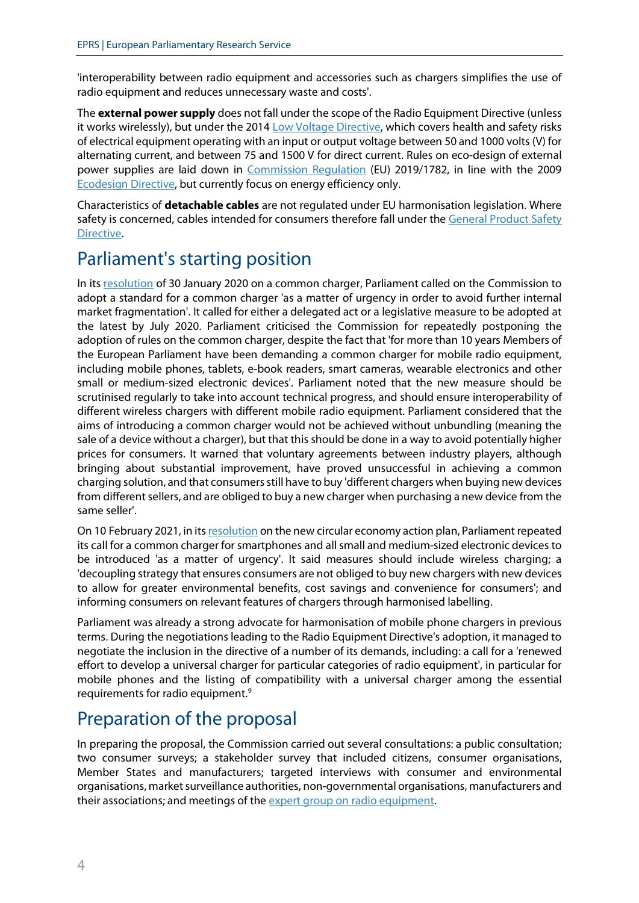'interoperability between radio equipment and accessories such as chargers simplifies the use of radio equipment and reduces unnecessary waste and costs'.

The **external power supply** does not fall under the scope of the Radio Equipment Directive (unless it works wirelessly), but under the 2014 Low Voltage Directive, which covers health and safety risks of electrical equipment operating with an input or output voltage between 50 and 1000 volts (V) for alternating current, and between 75 and 1500 V for direct current. Rules on eco-design of external power supplies are laid down in Commission Regulation (EU) 2019/1782, in line with the 2009 Ecodesign Directive, but currently focus on energy efficiency only.

Characteristics of **detachable cables** are not regulated under EU harmonisation legislation. Where safety is concerned, cables intended for consumers therefore fall under the General Product Safety Directive.

## Parliament's starting position

In its resolution of 30 January 2020 on a common charger, Parliament called on the Commission to adopt a standard for a common charger 'as a matter of urgency in order to avoid further internal market fragmentation'. It called for either a delegated act or a legislative measure to be adopted at the latest by July 2020. Parliament criticised the Commission for repeatedly postponing the adoption of rules on the common charger, despite the fact that 'for more than 10 years Members of the European Parliament have been demanding a common charger for mobile radio equipment, including mobile phones, tablets, e-book readers, smart cameras, wearable electronics and other small or medium-sized electronic devices'. Parliament noted that the new measure should be scrutinised regularly to take into account technical progress, and should ensure interoperability of different wireless chargers with different mobile radio equipment. Parliament considered that the aims of introducing a common charger would not be achieved without unbundling (meaning the sale of a device without a charger), but that this should be done in a way to avoid potentially higher prices for consumers. It warned that voluntary agreements between industry players, although bringing about substantial improvement, have proved unsuccessful in achieving a common charging solution, and that consumers still have to buy 'different chargers when buying new devices from different sellers, and are obliged to buy a new charger when purchasing a new device from the same seller'.

On 10 February 2021, in its resolution on the new circular economy action plan, Parliament repeated its call for a common charger for smartphones and all small and medium-sized electronic devices to be introduced 'as a matter of urgency'. It said measures should include wireless charging; a 'decoupling strategy that ensures consumers are not obliged to buy new chargers with new devices to allow for greater environmental benefits, cost savings and convenience for consumers'; and informing consumers on relevant features of chargers through harmonised labelling.

Parliament was already a strong advocate for harmonisation of mobile phone chargers in previous terms. During the negotiations leading to the Radio Equipment Directive's adoption, it managed to negotiate the inclusion in the directive of a number of its demands, including: a call for a 'renewed effort to develop a universal charger for particular categories of radio equipment', in particular for mobile phones and the listing of compatibility with a universal charger among the essential requirements for radio equipment.[9]

## Preparation of the proposal

In preparing the proposal, the Commission carried out several consultations: a public consultation; two consumer surveys; a stakeholder survey that included citizens, consumer organisations, Member States and manufacturers; targeted interviews with consumer and environmental organisations, market surveillance authorities, non-governmental organisations, manufacturers and their associations; and meetings of the expert group on radio equipment.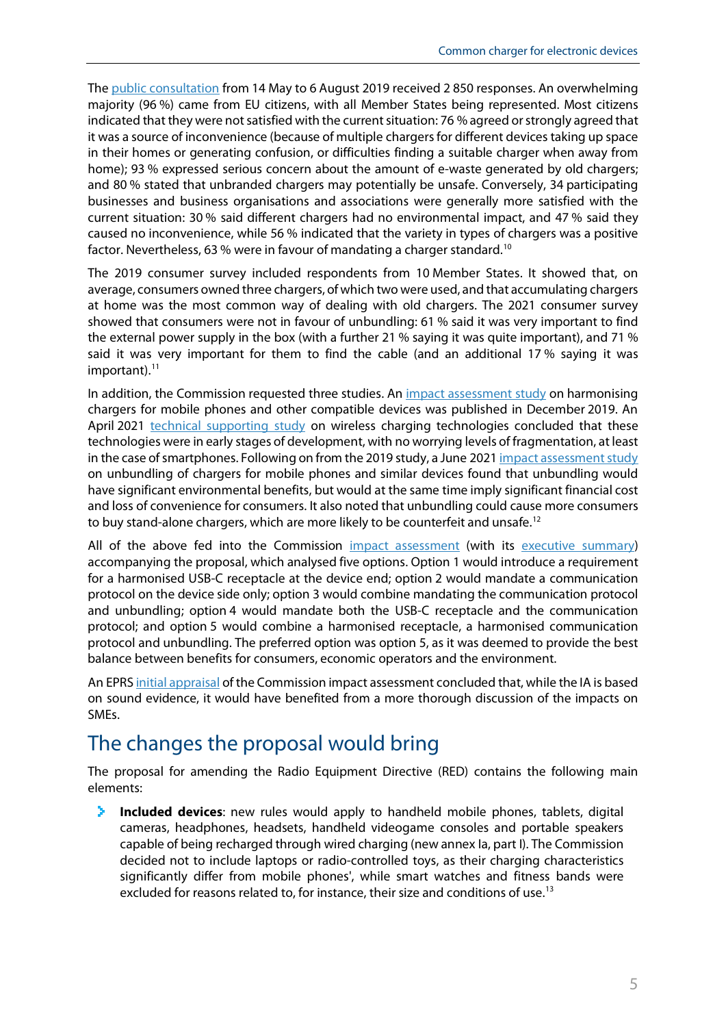The public consultation from 14 May to 6 August 2019 received 2 850 responses. An overwhelming majority (96 %) came from EU citizens, with all Member States being represented. Most citizens indicated that they were not satisfied with the current situation: 76 % agreed or strongly agreed that it was a source of inconvenience (because of multiple chargers for different devices taking up space in their homes or generating confusion, or difficulties finding a suitable charger when away from home); 93 % expressed serious concern about the amount of e-waste generated by old chargers; and 80 % stated that unbranded chargers may potentially be unsafe. Conversely, 34 participating businesses and business organisations and associations were generally more satisfied with the current situation: 30 % said different chargers had no environmental impact, and 47 % said they caused no inconvenience, while 56 % indicated that the variety in types of chargers was a positive factor. Nevertheless, 63 % were in favour of mandating a charger standard.[10]

The 2019 consumer survey included respondents from 10 Member States. It showed that, on average, consumers owned three chargers, of which two were used, and that accumulating chargers at home was the most common way of dealing with old chargers. The 2021 consumer survey showed that consumers were not in favour of unbundling: 61 % said it was very important to find the external power supply in the box (with a further 21 % saying it was quite important), and 71 % said it was very important for them to find the cable (and an additional 17 % saying it was important).[11]

In addition, the Commission requested three studies. An impact assessment study on harmonising chargers for mobile phones and other compatible devices was published in December 2019. An April 2021 technical supporting study on wireless charging technologies concluded that these technologies were in early stages of development, with no worrying levels of fragmentation, at least in the case of smartphones. Following on from the 2019 study, a June 2021 impact assessment study on unbundling of chargers for mobile phones and similar devices found that unbundling would have significant environmental benefits, but would at the same time imply significant financial cost and loss of convenience for consumers. It also noted that unbundling could cause more consumers to buy stand-alone chargers, which are more likely to be counterfeit and unsafe.[12]

All of the above fed into the Commission impact assessment (with its executive summary) accompanying the proposal, which analysed five options. Option 1 would introduce a requirement for a harmonised USB-C receptacle at the device end; option 2 would mandate a communication protocol on the device side only; option 3 would combine mandating the communication protocol and unbundling; option 4 would mandate both the USB-C receptacle and the communication protocol; and option 5 would combine a harmonised receptacle, a harmonised communication protocol and unbundling. The preferred option was option 5, as it was deemed to provide the best balance between benefits for consumers, economic operators and the environment.

An EPRS initial appraisal of the Commission impact assessment concluded that, while the IA is based on sound evidence, it would have benefited from a more thorough discussion of the impacts on SMEs.

## The changes the proposal would bring

The proposal for amending the Radio Equipment Directive (RED) contains the following main elements:

- **Included devices**: new rules would apply to handheld mobile phones, tablets, digital cameras, headphones, headsets, handheld videogame consoles and portable speakers capable of being recharged through wired charging (new annex Ia, part I). The Commission decided not to include laptops or radio-controlled toys, as their charging characteristics significantly differ from mobile phones', while smart watches and fitness bands were excluded for reasons related to, for instance, their size and conditions of use.[13]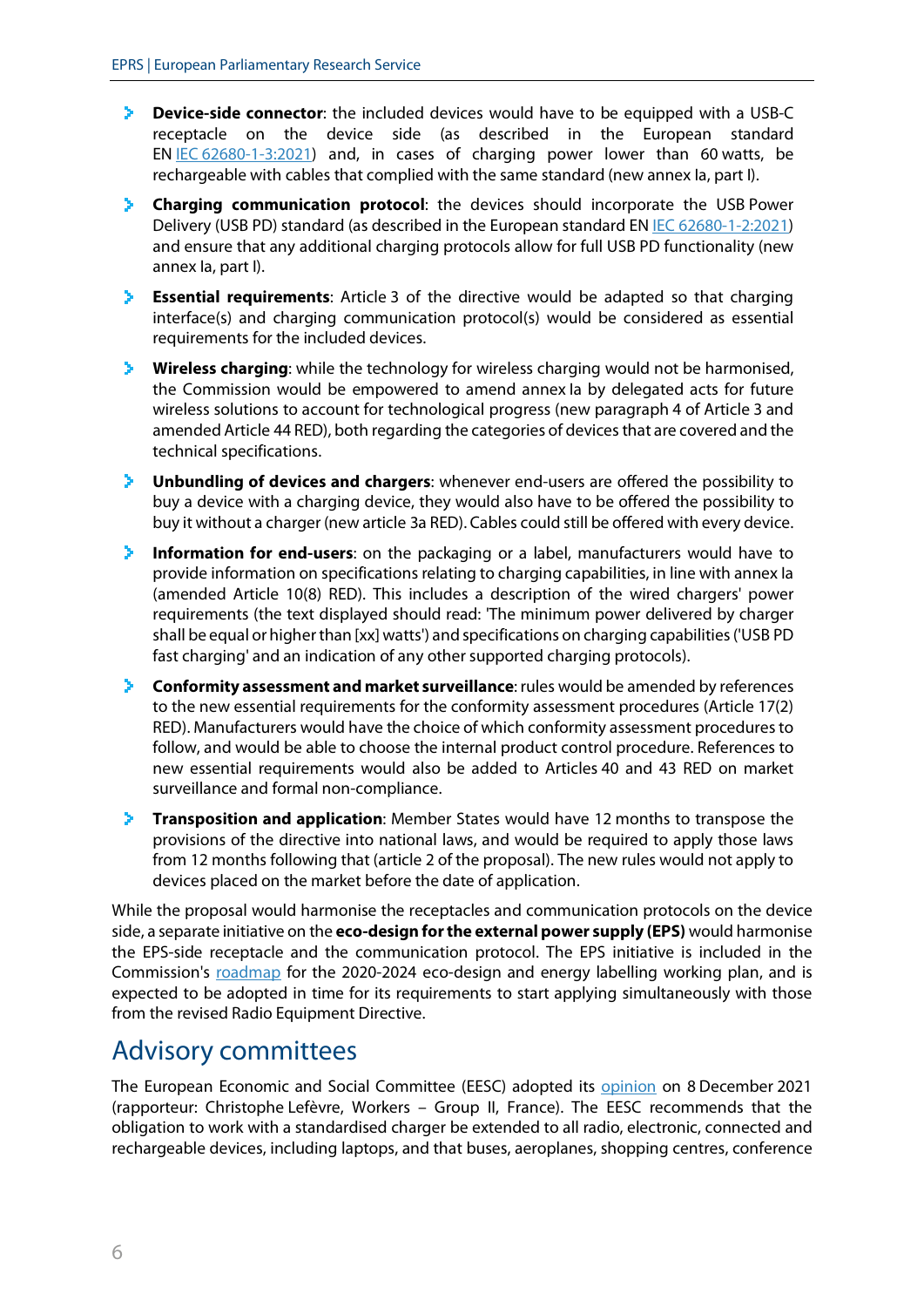- **Device-side connector**: the included devices would have to be equipped with a USB-C receptacle on the device side (as described in the European standard EN IEC 62680-1-3:2021) and, in cases of charging power lower than 60 watts, be rechargeable with cables that complied with the same standard (new annex Ia, part I).
- **Charging communication protocol**: the devices should incorporate the USB Power Delivery (USB PD) standard (as described in the European standard EN IEC 62680-1-2:2021) and ensure that any additional charging protocols allow for full USB PD functionality (new annex Ia, part I).
- **Essential requirements**: Article 3 of the directive would be adapted so that charging interface(s) and charging communication protocol(s) would be considered as essential requirements for the included devices.
- **Wireless charging**: while the technology for wireless charging would not be harmonised, the Commission would be empowered to amend annex Ia by delegated acts for future wireless solutions to account for technological progress (new paragraph 4 of Article 3 and amended Article 44 RED), both regarding the categories of devices that are covered and the technical specifications.
- **Unbundling of devices and chargers**: whenever end-users are offered the possibility to buy a device with a charging device, they would also have to be offered the possibility to buy it without a charger (new article 3a RED). Cables could still be offered with every device.
- **Information for end-users**: on the packaging or a label, manufacturers would have to provide information on specifications relating to charging capabilities, in line with annex Ia (amended Article 10(8) RED). This includes a description of the wired chargers' power requirements (the text displayed should read: 'The minimum power delivered by charger shall be equal or higher than [xx] watts') and specifications on charging capabilities ('USB PD fast charging' and an indication of any other supported charging protocols).
- **Conformity assessment and market surveillance**: rules would be amended by references to the new essential requirements for the conformity assessment procedures (Article 17(2) RED). Manufacturers would have the choice of which conformity assessment procedures to follow, and would be able to choose the internal product control procedure. References to new essential requirements would also be added to Articles 40 and 43 RED on market surveillance and formal non-compliance.
- **Transposition and application**: Member States would have 12 months to transpose the provisions of the directive into national laws, and would be required to apply those laws from 12 months following that (article 2 of the proposal). The new rules would not apply to devices placed on the market before the date of application.

While the proposal would harmonise the receptacles and communication protocols on the device side, a separate initiative on the **eco-design for the external power supply (EPS)** would harmonise the EPS-side receptacle and the communication protocol. The EPS initiative is included in the Commission's roadmap for the 2020-2024 eco-design and energy labelling working plan, and is expected to be adopted in time for its requirements to start applying simultaneously with those from the revised Radio Equipment Directive.

## Advisory committees

The European Economic and Social Committee (EESC) adopted its opinion on 8 December 2021 (rapporteur: Christophe Lefèvre, Workers – Group II, France). The EESC recommends that the obligation to work with a standardised charger be extended to all radio, electronic, connected and rechargeable devices, including laptops, and that buses, aeroplanes, shopping centres, conference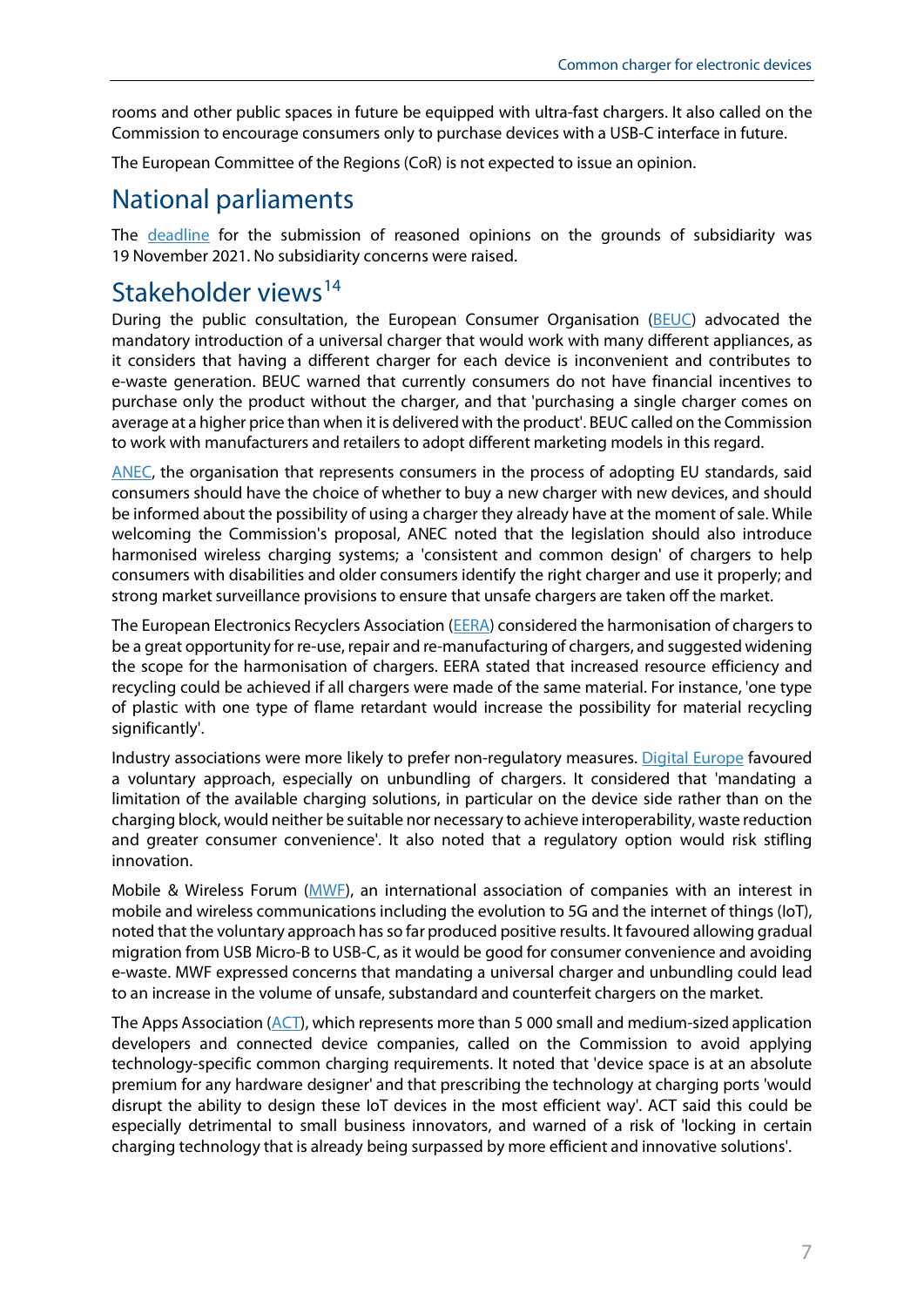rooms and other public spaces in future be equipped with ultra-fast chargers. It also called on the Commission to encourage consumers only to purchase devices with a USB-C interface in future.

The European Committee of the Regions (CoR) is not expected to issue an opinion.

## National parliaments

The deadline for the submission of reasoned opinions on the grounds of subsidiarity was 19 November 2021. No subsidiarity concerns were raised.

## Stakeholder views[14]

During the public consultation, the European Consumer Organisation (BEUC) advocated the mandatory introduction of a universal charger that would work with many different appliances, as it considers that having a different charger for each device is inconvenient and contributes to e-waste generation. BEUC warned that currently consumers do not have financial incentives to purchase only the product without the charger, and that 'purchasing a single charger comes on average at a higher price than when it is delivered with the product'. BEUC called on the Commission to work with manufacturers and retailers to adopt different marketing models in this regard.

ANEC, the organisation that represents consumers in the process of adopting EU standards, said consumers should have the choice of whether to buy a new charger with new devices, and should be informed about the possibility of using a charger they already have at the moment of sale. While welcoming the Commission's proposal, ANEC noted that the legislation should also introduce harmonised wireless charging systems; a 'consistent and common design' of chargers to help consumers with disabilities and older consumers identify the right charger and use it properly; and strong market surveillance provisions to ensure that unsafe chargers are taken off the market.

The European Electronics Recyclers Association (EERA) considered the harmonisation of chargers to be a great opportunity for re-use, repair and re-manufacturing of chargers, and suggested widening the scope for the harmonisation of chargers. EERA stated that increased resource efficiency and recycling could be achieved if all chargers were made of the same material. For instance, 'one type of plastic with one type of flame retardant would increase the possibility for material recycling significantly'.

Industry associations were more likely to prefer non-regulatory measures. Digital Europe favoured a voluntary approach, especially on unbundling of chargers. It considered that 'mandating a limitation of the available charging solutions, in particular on the device side rather than on the charging block, would neither be suitable nor necessary to achieve interoperability, waste reduction and greater consumer convenience'. It also noted that a regulatory option would risk stifling innovation.

Mobile & Wireless Forum (MWF), an international association of companies with an interest in mobile and wireless communications including the evolution to 5G and the internet of things (IoT), noted that the voluntary approach has so far produced positive results. It favoured allowing gradual migration from USB Micro-B to USB-C, as it would be good for consumer convenience and avoiding e-waste. MWF expressed concerns that mandating a universal charger and unbundling could lead to an increase in the volume of unsafe, substandard and counterfeit chargers on the market.

The Apps Association (ACT), which represents more than 5 000 small and medium-sized application developers and connected device companies, called on the Commission to avoid applying technology-specific common charging requirements. It noted that 'device space is at an absolute premium for any hardware designer' and that prescribing the technology at charging ports 'would disrupt the ability to design these IoT devices in the most efficient way'. ACT said this could be especially detrimental to small business innovators, and warned of a risk of 'locking in certain charging technology that is already being surpassed by more efficient and innovative solutions'.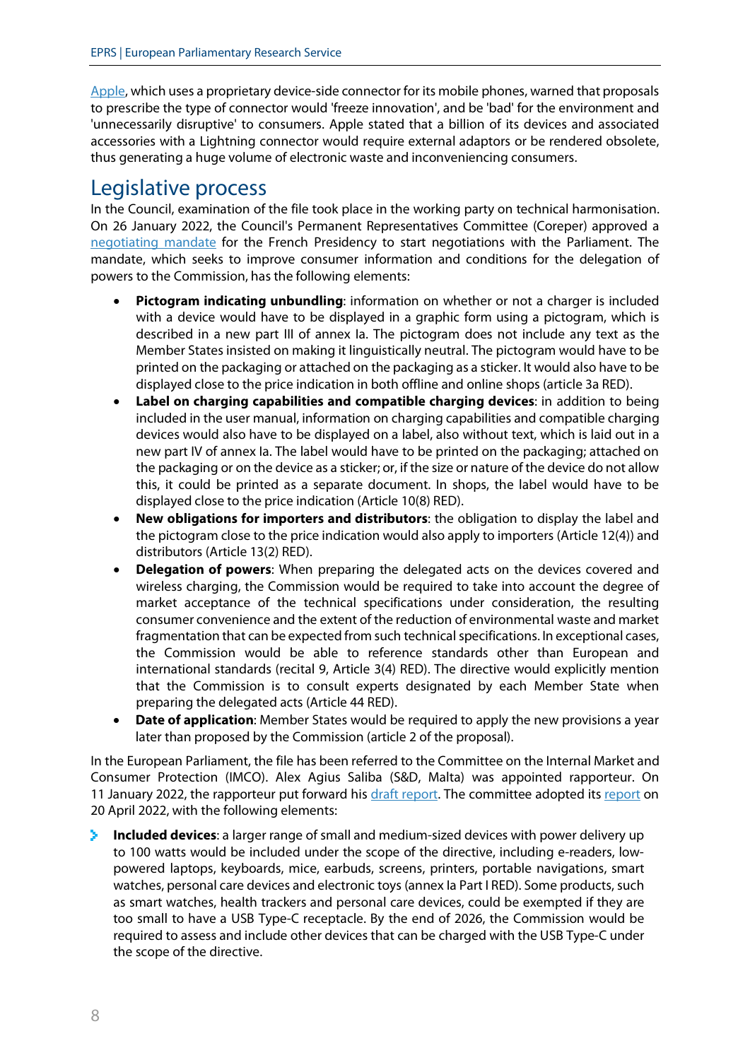Apple, which uses a proprietary device-side connector for its mobile phones, warned that proposals to prescribe the type of connector would 'freeze innovation', and be 'bad' for the environment and 'unnecessarily disruptive' to consumers. Apple stated that a billion of its devices and associated accessories with a Lightning connector would require external adaptors or be rendered obsolete, thus generating a huge volume of electronic waste and inconveniencing consumers.

## Legislative process

In the Council, examination of the file took place in the working party on technical harmonisation. On 26 January 2022, the Council's Permanent Representatives Committee (Coreper) approved a negotiating mandate for the French Presidency to start negotiations with the Parliament. The mandate, which seeks to improve consumer information and conditions for the delegation of powers to the Commission, has the following elements:

- **Pictogram indicating unbundling**: information on whether or not a charger is included with a device would have to be displayed in a graphic form using a pictogram, which is described in a new part III of annex Ia. The pictogram does not include any text as the Member States insisted on making it linguistically neutral. The pictogram would have to be printed on the packaging or attached on the packaging as a sticker. It would also have to be displayed close to the price indication in both offline and online shops (article 3a RED).
- **Label on charging capabilities and compatible charging devices**: in addition to being included in the user manual, information on charging capabilities and compatible charging devices would also have to be displayed on a label, also without text, which is laid out in a new part IV of annex Ia. The label would have to be printed on the packaging; attached on the packaging or on the device as a sticker; or, if the size or nature of the device do not allow this, it could be printed as a separate document. In shops, the label would have to be displayed close to the price indication (Article 10(8) RED).
- **New obligations for importers and distributors**: the obligation to display the label and the pictogram close to the price indication would also apply to importers (Article 12(4)) and distributors (Article 13(2) RED).
- **Delegation of powers**: When preparing the delegated acts on the devices covered and wireless charging, the Commission would be required to take into account the degree of market acceptance of the technical specifications under consideration, the resulting consumer convenience and the extent of the reduction of environmental waste and market fragmentation that can be expected from such technical specifications. In exceptional cases, the Commission would be able to reference standards other than European and international standards (recital 9, Article 3(4) RED). The directive would explicitly mention that the Commission is to consult experts designated by each Member State when preparing the delegated acts (Article 44 RED).
- **Date of application**: Member States would be required to apply the new provisions a year later than proposed by the Commission (article 2 of the proposal).

In the European Parliament, the file has been referred to the Committee on the Internal Market and Consumer Protection (IMCO). Alex Agius Saliba (S&D, Malta) was appointed rapporteur. On 11 January 2022, the rapporteur put forward his draft report. The committee adopted its report on 20 April 2022, with the following elements:

- **Included devices**: a larger range of small and medium-sized devices with power delivery up to 100 watts would be included under the scope of the directive, including e-readers, low-powered laptops, keyboards, mice, earbuds, screens, printers, portable navigations, smart watches, personal care devices and electronic toys (annex Ia Part I RED). Some products, such as smart watches, health trackers and personal care devices, could be exempted if they are too small to have a USB Type-C receptacle. By the end of 2026, the Commission would be required to assess and include other devices that can be charged with the USB Type-C under the scope of the directive.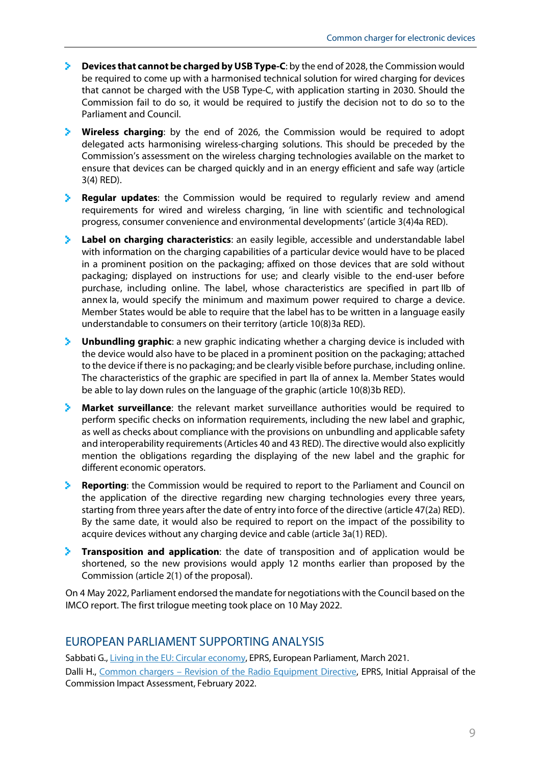- **Devices that cannot be charged by USB Type-C**: by the end of 2028, the Commission would be required to come up with a harmonised technical solution for wired charging for devices that cannot be charged with the USB Type-C, with application starting in 2030. Should the Commission fail to do so, it would be required to justify the decision not to do so to the Parliament and Council.
- **Wireless charging**: by the end of 2026, the Commission would be required to adopt delegated acts harmonising wireless-charging solutions. This should be preceded by the Commission's assessment on the wireless charging technologies available on the market to ensure that devices can be charged quickly and in an energy efficient and safe way (article 3(4) RED).
- **Regular updates**: the Commission would be required to regularly review and amend requirements for wired and wireless charging, 'in line with scientific and technological progress, consumer convenience and environmental developments' (article 3(4)4a RED).
- **Label on charging characteristics**: an easily legible, accessible and understandable label with information on the charging capabilities of a particular device would have to be placed in a prominent position on the packaging; affixed on those devices that are sold without packaging; displayed on instructions for use; and clearly visible to the end-user before purchase, including online. The label, whose characteristics are specified in part IIb of annex Ia, would specify the minimum and maximum power required to charge a device. Member States would be able to require that the label has to be written in a language easily understandable to consumers on their territory (article 10(8)3a RED).
- **Unbundling graphic**: a new graphic indicating whether a charging device is included with the device would also have to be placed in a prominent position on the packaging; attached to the device if there is no packaging; and be clearly visible before purchase, including online. The characteristics of the graphic are specified in part IIa of annex Ia. Member States would be able to lay down rules on the language of the graphic (article 10(8)3b RED).
- **Market surveillance**: the relevant market surveillance authorities would be required to perform specific checks on information requirements, including the new label and graphic, as well as checks about compliance with the provisions on unbundling and applicable safety and interoperability requirements (Articles 40 and 43 RED). The directive would also explicitly mention the obligations regarding the displaying of the new label and the graphic for different economic operators.
- **Reporting**: the Commission would be required to report to the Parliament and Council on the application of the directive regarding new charging technologies every three years, starting from three years after the date of entry into force of the directive (article 47(2a) RED). By the same date, it would also be required to report on the impact of the possibility to acquire devices without any charging device and cable (article 3a(1) RED).
- **Transposition and application**: the date of transposition and of application would be shortened, so the new provisions would apply 12 months earlier than proposed by the Commission (article 2(1) of the proposal).

On 4 May 2022, Parliament endorsed the mandate for negotiations with the Council based on the IMCO report. The first trilogue meeting took place on 10 May 2022.

## EUROPEAN PARLIAMENT SUPPORTING ANALYSIS

Sabbati G., Living in the EU: Circular economy, EPRS, European Parliament, March 2021.

Dalli H., Common chargers – Revision of the Radio Equipment Directive, EPRS, Initial Appraisal of the Commission Impact Assessment, February 2022.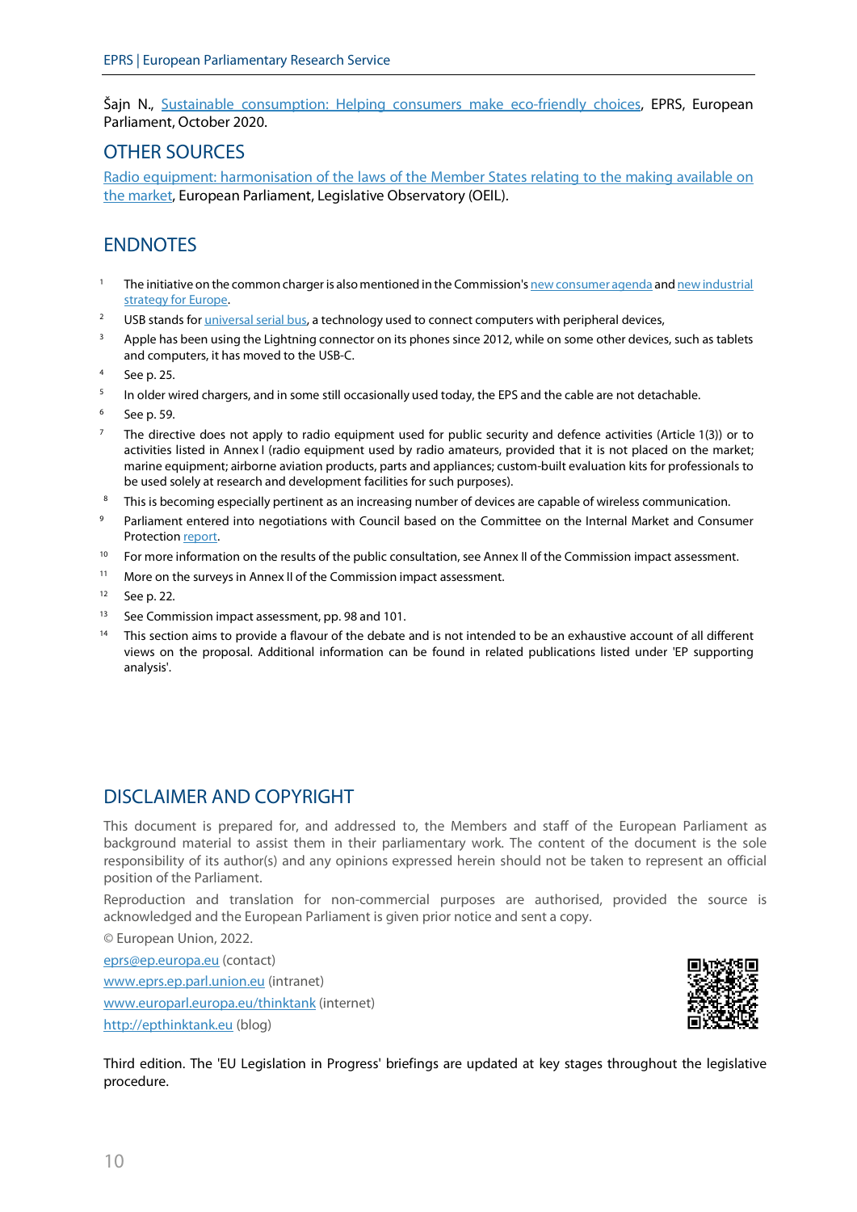Šajn N., Sustainable consumption: Helping consumers make eco-friendly choices, EPRS, European Parliament, October 2020.

## OTHER SOURCES

Radio equipment: harmonisation of the laws of the Member States relating to the making available on the market, European Parliament, Legislative Observatory (OEIL).

## ENDNOTES

1. The initiative on the common charger is also mentioned in the Commission's new consumer agenda and new industrial strategy for Europe.
2. USB stands for universal serial bus, a technology used to connect computers with peripheral devices,
3. Apple has been using the Lightning connector on its phones since 2012, while on some other devices, such as tablets and computers, it has moved to the USB-C.
4. See p. 25.
5. In older wired chargers, and in some still occasionally used today, the EPS and the cable are not detachable.
6. See p. 59.
7. The directive does not apply to radio equipment used for public security and defence activities (Article 1(3)) or to activities listed in Annex I (radio equipment used by radio amateurs, provided that it is not placed on the market; marine equipment; airborne aviation products, parts and appliances; custom-built evaluation kits for professionals to be used solely at research and development facilities for such purposes).
8. This is becoming especially pertinent as an increasing number of devices are capable of wireless communication.
9. Parliament entered into negotiations with Council based on the Committee on the Internal Market and Consumer Protection report.
10. For more information on the results of the public consultation, see Annex II of the Commission impact assessment.
11. More on the surveys in Annex II of the Commission impact assessment.
12. See p. 22.
13. See Commission impact assessment, pp. 98 and 101.
14. This section aims to provide a flavour of the debate and is not intended to be an exhaustive account of all different views on the proposal. Additional information can be found in related publications listed under 'EP supporting analysis'.

## DISCLAIMER AND COPYRIGHT

This document is prepared for, and addressed to, the Members and staff of the European Parliament as background material to assist them in their parliamentary work. The content of the document is the sole responsibility of its author(s) and any opinions expressed herein should not be taken to represent an official position of the Parliament.

Reproduction and translation for non-commercial purposes are authorised, provided the source is acknowledged and the European Parliament is given prior notice and sent a copy.

© European Union, 2022.

eprs@ep.europa.eu (contact)

www.eprs.ep.parl.union.eu (intranet)

www.europarl.europa.eu/thinktank (internet)

http://epthinktank.eu (blog)

Third edition. The 'EU Legislation in Progress' briefings are updated at key stages throughout the legislative procedure.